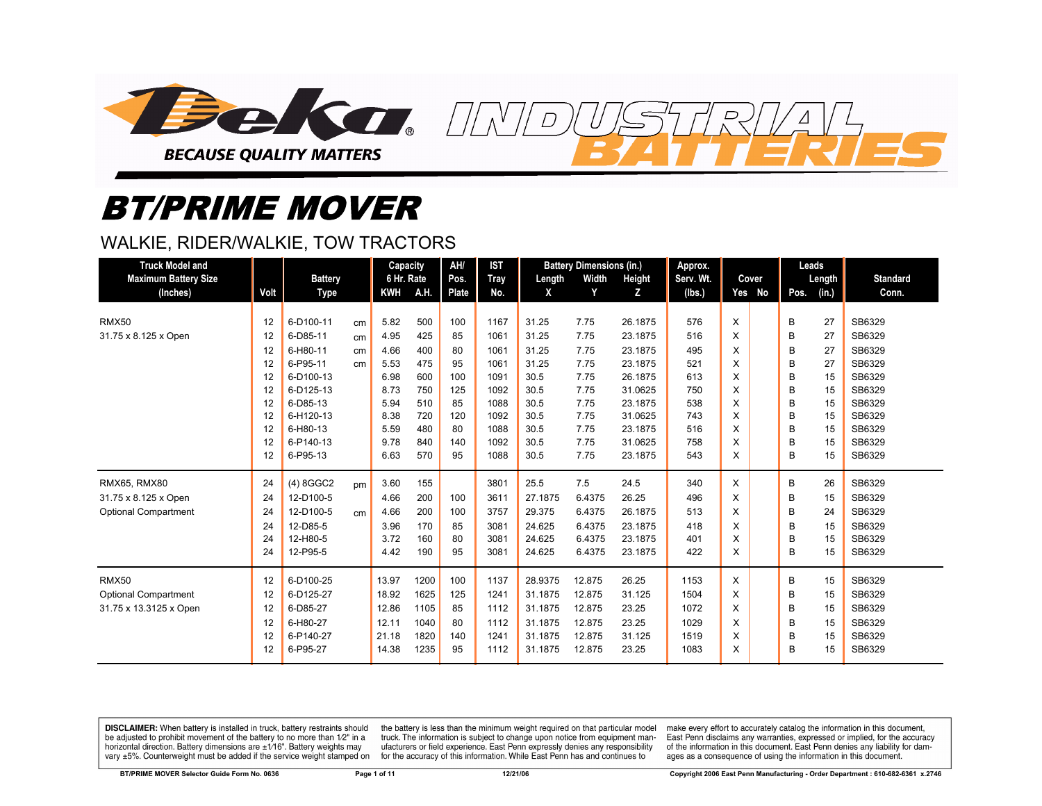Deka® INDUSTRIAL BATTERIES

BECAUSE QUALITY MATTERS

# BT/PRIME MOVER

## WALKIE, RIDER/WALKIE, TOW TRACTORS

| Truck Model and Maximum Battery Size (Inches) | Volt | Battery Type | | Capacity 6 Hr. Rate KWH | A.H. | AH/ Pos. Plate | IST Tray No. | Battery Dimensions (in.) Length X | Width Y | Height Z | Approx. Serv. Wt. (lbs.) | Cover Yes | No | Leads Pos. | Length (in.) | Standard Conn. |
|---|---|---|---|---|---|---|---|---|---|---|---|---|---|---|---|---|
| RMX50 | 12 | 6-D100-11 | cm | 5.82 | 500 | 100 | 1167 | 31.25 | 7.75 | 26.1875 | 576 | X | | B | 27 | SB6329 |
| 31.75 x 8.125 x Open | 12 | 6-D85-11 | cm | 4.95 | 425 | 85 | 1061 | 31.25 | 7.75 | 23.1875 | 516 | X | | B | 27 | SB6329 |
| | 12 | 6-H80-11 | cm | 4.66 | 400 | 80 | 1061 | 31.25 | 7.75 | 23.1875 | 495 | X | | B | 27 | SB6329 |
| | 12 | 6-P95-11 | cm | 5.53 | 475 | 95 | 1061 | 31.25 | 7.75 | 23.1875 | 521 | X | | B | 27 | SB6329 |
| | 12 | 6-D100-13 | | 6.98 | 600 | 100 | 1091 | 30.5 | 7.75 | 26.1875 | 613 | X | | B | 15 | SB6329 |
| | 12 | 6-D125-13 | | 8.73 | 750 | 125 | 1092 | 30.5 | 7.75 | 31.0625 | 750 | X | | B | 15 | SB6329 |
| | 12 | 6-D85-13 | | 5.94 | 510 | 85 | 1088 | 30.5 | 7.75 | 23.1875 | 538 | X | | B | 15 | SB6329 |
| | 12 | 6-H120-13 | | 8.38 | 720 | 120 | 1092 | 30.5 | 7.75 | 31.0625 | 743 | X | | B | 15 | SB6329 |
| | 12 | 6-H80-13 | | 5.59 | 480 | 80 | 1088 | 30.5 | 7.75 | 23.1875 | 516 | X | | B | 15 | SB6329 |
| | 12 | 6-P140-13 | | 9.78 | 840 | 140 | 1092 | 30.5 | 7.75 | 31.0625 | 758 | X | | B | 15 | SB6329 |
| | 12 | 6-P95-13 | | 6.63 | 570 | 95 | 1088 | 30.5 | 7.75 | 23.1875 | 543 | X | | B | 15 | SB6329 |
| RMX65, RMX80 | 24 | (4) 8GGC2 | pm | 3.60 | 155 | | 3801 | 25.5 | 7.5 | 24.5 | 340 | X | | B | 26 | SB6329 |
| 31.75 x 8.125 x Open | 24 | 12-D100-5 | | 4.66 | 200 | 100 | 3611 | 27.1875 | 6.4375 | 26.25 | 496 | X | | B | 15 | SB6329 |
| Optional Compartment | 24 | 12-D100-5 | cm | 4.66 | 200 | 100 | 3757 | 29.375 | 6.4375 | 26.1875 | 513 | X | | B | 24 | SB6329 |
| | 24 | 12-D85-5 | | 3.96 | 170 | 85 | 3081 | 24.625 | 6.4375 | 23.1875 | 418 | X | | B | 15 | SB6329 |
| | 24 | 12-H80-5 | | 3.72 | 160 | 80 | 3081 | 24.625 | 6.4375 | 23.1875 | 401 | X | | B | 15 | SB6329 |
| | 24 | 12-P95-5 | | 4.42 | 190 | 95 | 3081 | 24.625 | 6.4375 | 23.1875 | 422 | X | | B | 15 | SB6329 |
| RMX50 | 12 | 6-D100-25 | | 13.97 | 1200 | 100 | 1137 | 28.9375 | 12.875 | 26.25 | 1153 | X | | B | 15 | SB6329 |
| Optional Compartment | 12 | 6-D125-27 | | 18.92 | 1625 | 125 | 1241 | 31.1875 | 12.875 | 31.125 | 1504 | X | | B | 15 | SB6329 |
| 31.75 x 13.3125 x Open | 12 | 6-D85-27 | | 12.86 | 1105 | 85 | 1112 | 31.1875 | 12.875 | 23.25 | 1072 | X | | B | 15 | SB6329 |
| | 12 | 6-H80-27 | | 12.11 | 1040 | 80 | 1112 | 31.1875 | 12.875 | 23.25 | 1029 | X | | B | 15 | SB6329 |
| | 12 | 6-P140-27 | | 21.18 | 1820 | 140 | 1241 | 31.1875 | 12.875 | 31.125 | 1519 | X | | B | 15 | SB6329 |
| | 12 | 6-P95-27 | | 14.38 | 1235 | 95 | 1112 | 31.1875 | 12.875 | 23.25 | 1083 | X | | B | 15 | SB6329 |

**DISCLAIMER:** When battery is installed in truck, battery restraints should be adjusted to prohibit movement of the battery to no more than 1⁄2" in a horizontal direction. Battery dimensions are ±1⁄16". Battery weights may vary ±5%. Counterweight must be added if the service weight stamped on the battery is less than the minimum weight required on that particular model truck. The information is subject to change upon notice from equipment manufacturers or field experience. East Penn expressly denies any responsibility for the accuracy of this information. While East Penn has and continues to make every effort to accurately catalog the information in this document, East Penn disclaims any warranties, expressed or implied, for the accuracy of the information in this document. East Penn denies any liability for damages as a consequence of using the information in this document.

BT/PRIME MOVER Selector Guide Form No. 0636 12/21/06 Copyright 2006 East Penn Manufacturing - Order Department : 610-682-6361 x.2746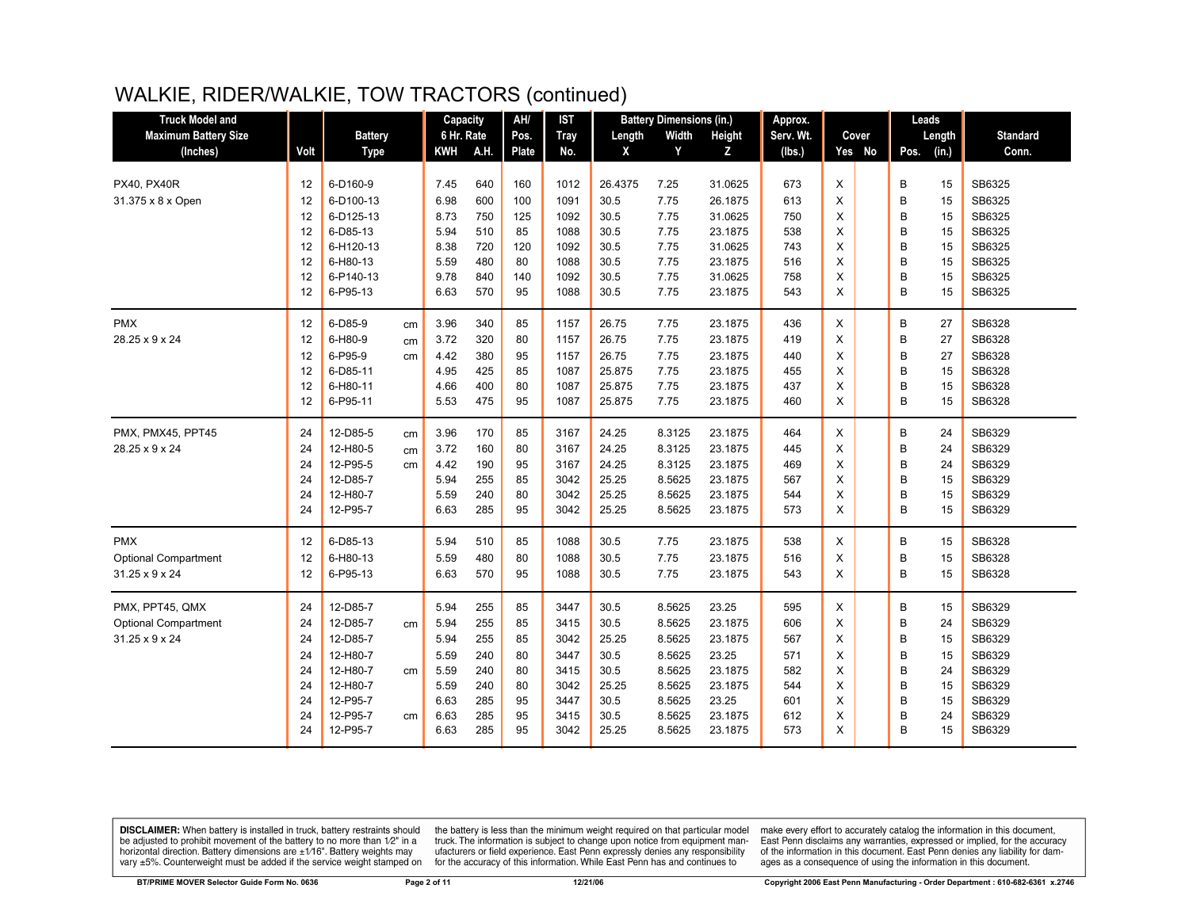# WALKIE, RIDER/WALKIE, TOW TRACTORS (continued)

| Truck Model and Maximum Battery Size (Inches) | Volt | Battery Type | | Capacity 6 Hr. Rate KWH | A.H. | AH/ Pos. Plate | IST Tray No. | Battery Dimensions (in.) Length X | Width Y | Height Z | Approx. Serv. Wt. (lbs.) | Cover Yes | No | Leads Pos. | Length (in.) | Standard Conn. |
|---|---|---|---|---|---|---|---|---|---|---|---|---|---|---|---|---|
| PX40, PX40R | 12 | 6-D160-9 | | 7.45 | 640 | 160 | 1012 | 26.4375 | 7.25 | 31.0625 | 673 | X | | B | 15 | SB6325 |
| 31.375 x 8 x Open | 12 | 6-D100-13 | | 6.98 | 600 | 100 | 1091 | 30.5 | 7.75 | 26.1875 | 613 | X | | B | 15 | SB6325 |
| | 12 | 6-D125-13 | | 8.73 | 750 | 125 | 1092 | 30.5 | 7.75 | 31.0625 | 750 | X | | B | 15 | SB6325 |
| | 12 | 6-D85-13 | | 5.94 | 510 | 85 | 1088 | 30.5 | 7.75 | 23.1875 | 538 | X | | B | 15 | SB6325 |
| | 12 | 6-H120-13 | | 8.38 | 720 | 120 | 1092 | 30.5 | 7.75 | 31.0625 | 743 | X | | B | 15 | SB6325 |
| | 12 | 6-H80-13 | | 5.59 | 480 | 80 | 1088 | 30.5 | 7.75 | 23.1875 | 516 | X | | B | 15 | SB6325 |
| | 12 | 6-P140-13 | | 9.78 | 840 | 140 | 1092 | 30.5 | 7.75 | 31.0625 | 758 | X | | B | 15 | SB6325 |
| | 12 | 6-P95-13 | | 6.63 | 570 | 95 | 1088 | 30.5 | 7.75 | 23.1875 | 543 | X | | B | 15 | SB6325 |
| PMX | 12 | 6-D85-9 | cm | 3.96 | 340 | 85 | 1157 | 26.75 | 7.75 | 23.1875 | 436 | X | | B | 27 | SB6328 |
| 28.25 x 9 x 24 | 12 | 6-H80-9 | cm | 3.72 | 320 | 80 | 1157 | 26.75 | 7.75 | 23.1875 | 419 | X | | B | 27 | SB6328 |
| | 12 | 6-P95-9 | cm | 4.42 | 380 | 95 | 1157 | 26.75 | 7.75 | 23.1875 | 440 | X | | B | 27 | SB6328 |
| | 12 | 6-D85-11 | | 4.95 | 425 | 85 | 1087 | 25.875 | 7.75 | 23.1875 | 455 | X | | B | 15 | SB6328 |
| | 12 | 6-H80-11 | | 4.66 | 400 | 80 | 1087 | 25.875 | 7.75 | 23.1875 | 437 | X | | B | 15 | SB6328 |
| | 12 | 6-P95-11 | | 5.53 | 475 | 95 | 1087 | 25.875 | 7.75 | 23.1875 | 460 | X | | B | 15 | SB6328 |
| PMX, PMX45, PPT45 | 24 | 12-D85-5 | cm | 3.96 | 170 | 85 | 3167 | 24.25 | 8.3125 | 23.1875 | 464 | X | | B | 24 | SB6329 |
| 28.25 x 9 x 24 | 24 | 12-H80-5 | cm | 3.72 | 160 | 80 | 3167 | 24.25 | 8.3125 | 23.1875 | 445 | X | | B | 24 | SB6329 |
| | 24 | 12-P95-5 | cm | 4.42 | 190 | 95 | 3167 | 24.25 | 8.3125 | 23.1875 | 469 | X | | B | 24 | SB6329 |
| | 24 | 12-D85-7 | | 5.94 | 255 | 85 | 3042 | 25.25 | 8.5625 | 23.1875 | 567 | X | | B | 15 | SB6329 |
| | 24 | 12-H80-7 | | 5.59 | 240 | 80 | 3042 | 25.25 | 8.5625 | 23.1875 | 544 | X | | B | 15 | SB6329 |
| | 24 | 12-P95-7 | | 6.63 | 285 | 95 | 3042 | 25.25 | 8.5625 | 23.1875 | 573 | X | | B | 15 | SB6329 |
| PMX | 12 | 6-D85-13 | | 5.94 | 510 | 85 | 1088 | 30.5 | 7.75 | 23.1875 | 538 | X | | B | 15 | SB6328 |
| Optional Compartment | 12 | 6-H80-13 | | 5.59 | 480 | 80 | 1088 | 30.5 | 7.75 | 23.1875 | 516 | X | | B | 15 | SB6328 |
| 31.25 x 9 x 24 | 12 | 6-P95-13 | | 6.63 | 570 | 95 | 1088 | 30.5 | 7.75 | 23.1875 | 543 | X | | B | 15 | SB6328 |
| PMX, PPT45, QMX | 24 | 12-D85-7 | | 5.94 | 255 | 85 | 3447 | 30.5 | 8.5625 | 23.25 | 595 | X | | B | 15 | SB6329 |
| Optional Compartment | 24 | 12-D85-7 | cm | 5.94 | 255 | 85 | 3415 | 30.5 | 8.5625 | 23.1875 | 606 | X | | B | 24 | SB6329 |
| 31.25 x 9 x 24 | 24 | 12-D85-7 | | 5.94 | 255 | 85 | 3042 | 25.25 | 8.5625 | 23.1875 | 567 | X | | B | 15 | SB6329 |
| | 24 | 12-H80-7 | | 5.59 | 240 | 80 | 3447 | 30.5 | 8.5625 | 23.25 | 571 | X | | B | 15 | SB6329 |
| | 24 | 12-H80-7 | cm | 5.59 | 240 | 80 | 3415 | 30.5 | 8.5625 | 23.1875 | 582 | X | | B | 24 | SB6329 |
| | 24 | 12-H80-7 | | 5.59 | 240 | 80 | 3042 | 25.25 | 8.5625 | 23.1875 | 544 | X | | B | 15 | SB6329 |
| | 24 | 12-P95-7 | | 6.63 | 285 | 95 | 3447 | 30.5 | 8.5625 | 23.25 | 601 | X | | B | 15 | SB6329 |
| | 24 | 12-P95-7 | cm | 6.63 | 285 | 95 | 3415 | 30.5 | 8.5625 | 23.1875 | 612 | X | | B | 24 | SB6329 |
| | 24 | 12-P95-7 | | 6.63 | 285 | 95 | 3042 | 25.25 | 8.5625 | 23.1875 | 573 | X | | B | 15 | SB6329 |

**DISCLAIMER:** When battery is installed in truck, battery restraints should be adjusted to prohibit movement of the battery to no more than 1⁄2" in a horizontal direction. Battery dimensions are ±1⁄16". Battery weights may vary ±5%. Counterweight must be added if the service weight stamped on the battery is less than the minimum weight required on that particular model truck. The information is subject to change upon notice from equipment manufacturers or field experience. East Penn expressly denies any responsibility for the accuracy of this information. While East Penn has and continues to make every effort to accurately catalog the information in this document, East Penn disclaims any warranties, expressed or implied, for the accuracy of the information in this document. East Penn denies any liability for damages as a consequence of using the information in this document.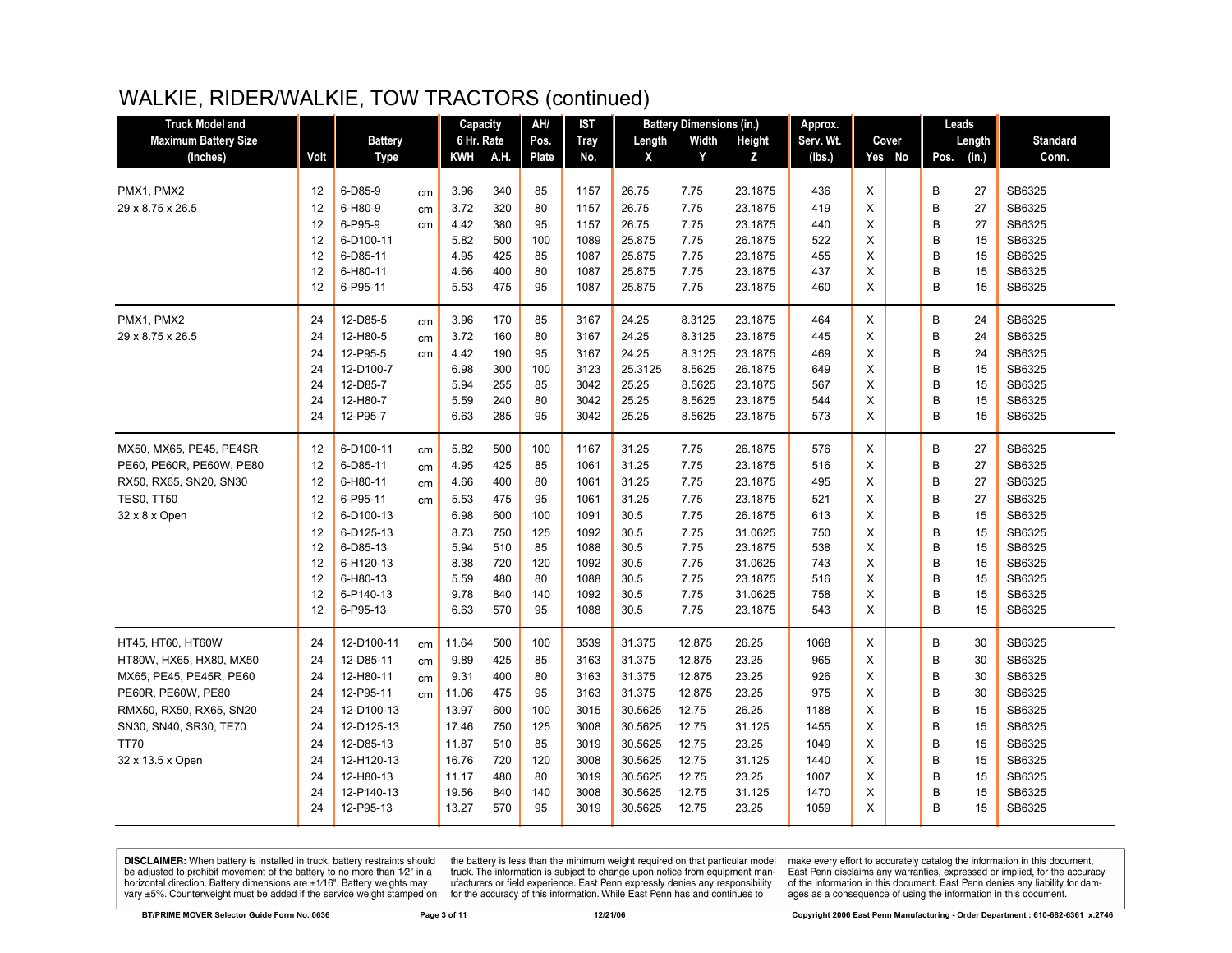# WALKIE, RIDER/WALKIE, TOW TRACTORS (continued)

| Truck Model and Maximum Battery Size (Inches) | Volt | Battery Type | | Capacity 6 Hr. Rate KWH | A.H. | AH/ Pos. Plate | IST Tray No. | Battery Dimensions (in.) Length X | Width Y | Height Z | Approx. Serv. Wt. (lbs.) | Cover Yes | No | Leads Pos. | Length (in.) | Standard Conn. |
|---|---|---|---|---|---|---|---|---|---|---|---|---|---|---|---|---|
| PMX1, PMX2 | 12 | 6-D85-9 | cm | 3.96 | 340 | 85 | 1157 | 26.75 | 7.75 | 23.1875 | 436 | X | | B | 27 | SB6325 |
| 29 x 8.75 x 26.5 | 12 | 6-H80-9 | cm | 3.72 | 320 | 80 | 1157 | 26.75 | 7.75 | 23.1875 | 419 | X | | B | 27 | SB6325 |
| | 12 | 6-P95-9 | cm | 4.42 | 380 | 95 | 1157 | 26.75 | 7.75 | 23.1875 | 440 | X | | B | 27 | SB6325 |
| | 12 | 6-D100-11 | | 5.82 | 500 | 100 | 1089 | 25.875 | 7.75 | 26.1875 | 522 | X | | B | 15 | SB6325 |
| | 12 | 6-D85-11 | | 4.95 | 425 | 85 | 1087 | 25.875 | 7.75 | 23.1875 | 455 | X | | B | 15 | SB6325 |
| | 12 | 6-H80-11 | | 4.66 | 400 | 80 | 1087 | 25.875 | 7.75 | 23.1875 | 437 | X | | B | 15 | SB6325 |
| | 12 | 6-P95-11 | | 5.53 | 475 | 95 | 1087 | 25.875 | 7.75 | 23.1875 | 460 | X | | B | 15 | SB6325 |
| PMX1, PMX2 | 24 | 12-D85-5 | cm | 3.96 | 170 | 85 | 3167 | 24.25 | 8.3125 | 23.1875 | 464 | X | | B | 24 | SB6325 |
| 29 x 8.75 x 26.5 | 24 | 12-H80-5 | cm | 3.72 | 160 | 80 | 3167 | 24.25 | 8.3125 | 23.1875 | 445 | X | | B | 24 | SB6325 |
| | 24 | 12-P95-5 | cm | 4.42 | 190 | 95 | 3167 | 24.25 | 8.3125 | 23.1875 | 469 | X | | B | 24 | SB6325 |
| | 24 | 12-D100-7 | | 6.98 | 300 | 100 | 3123 | 25.3125 | 8.5625 | 26.1875 | 649 | X | | B | 15 | SB6325 |
| | 24 | 12-D85-7 | | 5.94 | 255 | 85 | 3042 | 25.25 | 8.5625 | 23.1875 | 567 | X | | B | 15 | SB6325 |
| | 24 | 12-H80-7 | | 5.59 | 240 | 80 | 3042 | 25.25 | 8.5625 | 23.1875 | 544 | X | | B | 15 | SB6325 |
| | 24 | 12-P95-7 | | 6.63 | 285 | 95 | 3042 | 25.25 | 8.5625 | 23.1875 | 573 | X | | B | 15 | SB6325 |
| MX50, MX65, PE45, PE4SR | 12 | 6-D100-11 | cm | 5.82 | 500 | 100 | 1167 | 31.25 | 7.75 | 26.1875 | 576 | X | | B | 27 | SB6325 |
| PE60, PE60R, PE60W, PE80 | 12 | 6-D85-11 | cm | 4.95 | 425 | 85 | 1061 | 31.25 | 7.75 | 23.1875 | 516 | X | | B | 27 | SB6325 |
| RX50, RX65, SN20, SN30 | 12 | 6-H80-11 | cm | 4.66 | 400 | 80 | 1061 | 31.25 | 7.75 | 23.1875 | 495 | X | | B | 27 | SB6325 |
| TES0, TT50 | 12 | 6-P95-11 | cm | 5.53 | 475 | 95 | 1061 | 31.25 | 7.75 | 23.1875 | 521 | X | | B | 27 | SB6325 |
| 32 x 8 x Open | 12 | 6-D100-13 | | 6.98 | 600 | 100 | 1091 | 30.5 | 7.75 | 26.1875 | 613 | X | | B | 15 | SB6325 |
| | 12 | 6-D125-13 | | 8.73 | 750 | 125 | 1092 | 30.5 | 7.75 | 31.0625 | 750 | X | | B | 15 | SB6325 |
| | 12 | 6-D85-13 | | 5.94 | 510 | 85 | 1088 | 30.5 | 7.75 | 23.1875 | 538 | X | | B | 15 | SB6325 |
| | 12 | 6-H120-13 | | 8.38 | 720 | 120 | 1092 | 30.5 | 7.75 | 31.0625 | 743 | X | | B | 15 | SB6325 |
| | 12 | 6-H80-13 | | 5.59 | 480 | 80 | 1088 | 30.5 | 7.75 | 23.1875 | 516 | X | | B | 15 | SB6325 |
| | 12 | 6-P140-13 | | 9.78 | 840 | 140 | 1092 | 30.5 | 7.75 | 31.0625 | 758 | X | | B | 15 | SB6325 |
| | 12 | 6-P95-13 | | 6.63 | 570 | 95 | 1088 | 30.5 | 7.75 | 23.1875 | 543 | X | | B | 15 | SB6325 |
| HT45, HT60, HT60W | 24 | 12-D100-11 | cm | 11.64 | 500 | 100 | 3539 | 31.375 | 12.875 | 26.25 | 1068 | X | | B | 30 | SB6325 |
| HT80W, HX65, HX80, MX50 | 24 | 12-D85-11 | cm | 9.89 | 425 | 85 | 3163 | 31.375 | 12.875 | 23.25 | 965 | X | | B | 30 | SB6325 |
| MX65, PE45, PE45R, PE60 | 24 | 12-H80-11 | cm | 9.31 | 400 | 80 | 3163 | 31.375 | 12.875 | 23.25 | 926 | X | | B | 30 | SB6325 |
| PE60R, PE60W, PE80 | 24 | 12-P95-11 | cm | 11.06 | 475 | 95 | 3163 | 31.375 | 12.875 | 23.25 | 975 | X | | B | 30 | SB6325 |
| RMX50, RX50, RX65, SN20 | 24 | 12-D100-13 | | 13.97 | 600 | 100 | 3015 | 30.5625 | 12.75 | 26.25 | 1188 | X | | B | 15 | SB6325 |
| SN30, SN40, SR30, TE70 | 24 | 12-D125-13 | | 17.46 | 750 | 125 | 3008 | 30.5625 | 12.75 | 31.125 | 1455 | X | | B | 15 | SB6325 |
| TT70 | 24 | 12-D85-13 | | 11.87 | 510 | 85 | 3019 | 30.5625 | 12.75 | 23.25 | 1049 | X | | B | 15 | SB6325 |
| 32 x 13.5 x Open | 24 | 12-H120-13 | | 16.76 | 720 | 120 | 3008 | 30.5625 | 12.75 | 31.125 | 1440 | X | | B | 15 | SB6325 |
| | 24 | 12-H80-13 | | 11.17 | 480 | 80 | 3019 | 30.5625 | 12.75 | 23.25 | 1007 | X | | B | 15 | SB6325 |
| | 24 | 12-P140-13 | | 19.56 | 840 | 140 | 3008 | 30.5625 | 12.75 | 31.125 | 1470 | X | | B | 15 | SB6325 |
| | 24 | 12-P95-13 | | 13.27 | 570 | 95 | 3019 | 30.5625 | 12.75 | 23.25 | 1059 | X | | B | 15 | SB6325 |

**DISCLAIMER:** When battery is installed in truck, battery restraints should be adjusted to prohibit movement of the battery to no more than 1/2" in a horizontal direction. Battery dimensions are ±1/16". Battery weights may vary ±5%. Counterweight must be added if the service weight stamped on the battery is less than the minimum weight required on that particular model truck. The information is subject to change upon notice from equipment manufacturers or field experience. East Penn expressly denies any responsibility for the accuracy of this information. While East Penn has and continues to make every effort to accurately catalog the information in this document, East Penn disclaims any warranties, expressed or implied, for the accuracy of the information in this document. East Penn denies any liability for damages as a consequence of using the information in this document.

BT/PRIME MOVER Selector Guide Form No. 0636 | 12/21/06 | Copyright 2006 East Penn Manufacturing - Order Department : 610-682-6361 x.2746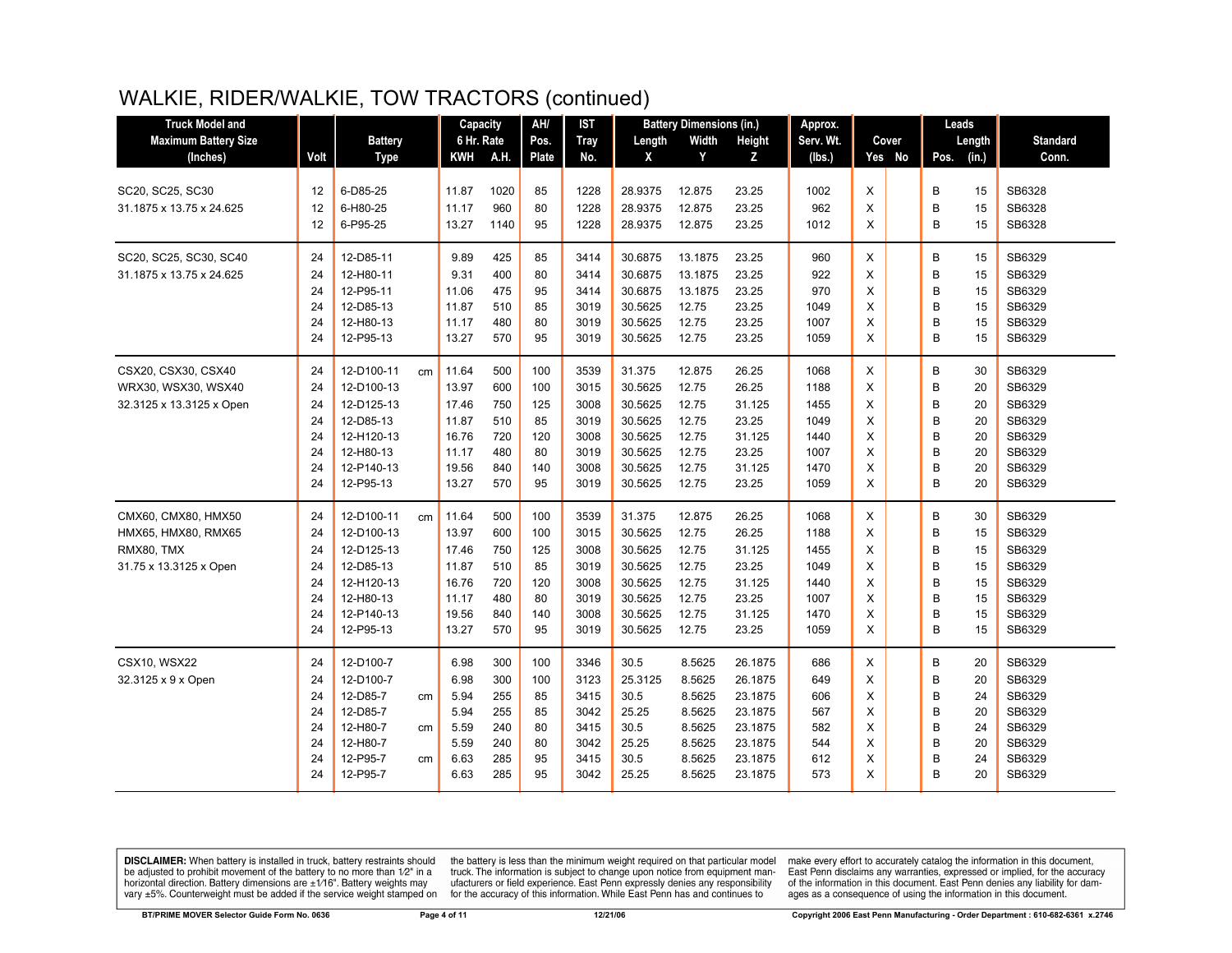# WALKIE, RIDER/WALKIE, TOW TRACTORS (continued)

| Truck Model and Maximum Battery Size (Inches) | Volt | Battery Type | | Capacity 6 Hr. Rate KWH | A.H. | AH/ Pos. Plate | IST Tray No. | Battery Dimensions (in.) Length X | Width Y | Height Z | Approx. Serv. Wt. (lbs.) | Cover Yes | No | Leads Pos. | Length (in.) | Standard Conn. |
|---|---|---|---|---|---|---|---|---|---|---|---|---|---|---|---|---|
| SC20, SC25, SC30 | 12 | 6-D85-25 | | 11.87 | 1020 | 85 | 1228 | 28.9375 | 12.875 | 23.25 | 1002 | X | | B | 15 | SB6328 |
| 31.1875 x 13.75 x 24.625 | 12 | 6-H80-25 | | 11.17 | 960 | 80 | 1228 | 28.9375 | 12.875 | 23.25 | 962 | X | | B | 15 | SB6328 |
| | 12 | 6-P95-25 | | 13.27 | 1140 | 95 | 1228 | 28.9375 | 12.875 | 23.25 | 1012 | X | | B | 15 | SB6328 |
| SC20, SC25, SC30, SC40 | 24 | 12-D85-11 | | 9.89 | 425 | 85 | 3414 | 30.6875 | 13.1875 | 23.25 | 960 | X | | B | 15 | SB6329 |
| 31.1875 x 13.75 x 24.625 | 24 | 12-H80-11 | | 9.31 | 400 | 80 | 3414 | 30.6875 | 13.1875 | 23.25 | 922 | X | | B | 15 | SB6329 |
| | 24 | 12-P95-11 | | 11.06 | 475 | 95 | 3414 | 30.6875 | 13.1875 | 23.25 | 970 | X | | B | 15 | SB6329 |
| | 24 | 12-D85-13 | | 11.87 | 510 | 85 | 3019 | 30.5625 | 12.75 | 23.25 | 1049 | X | | B | 15 | SB6329 |
| | 24 | 12-H80-13 | | 11.17 | 480 | 80 | 3019 | 30.5625 | 12.75 | 23.25 | 1007 | X | | B | 15 | SB6329 |
| | 24 | 12-P95-13 | | 13.27 | 570 | 95 | 3019 | 30.5625 | 12.75 | 23.25 | 1059 | X | | B | 15 | SB6329 |
| CSX20, CSX30, CSX40 | 24 | 12-D100-11 | cm | 11.64 | 500 | 100 | 3539 | 31.375 | 12.875 | 26.25 | 1068 | X | | B | 30 | SB6329 |
| WRX30, WSX30, WSX40 | 24 | 12-D100-13 | | 13.97 | 600 | 100 | 3015 | 30.5625 | 12.75 | 26.25 | 1188 | X | | B | 20 | SB6329 |
| 32.3125 x 13.3125 x Open | 24 | 12-D125-13 | | 17.46 | 750 | 125 | 3008 | 30.5625 | 12.75 | 31.125 | 1455 | X | | B | 20 | SB6329 |
| | 24 | 12-D85-13 | | 11.87 | 510 | 85 | 3019 | 30.5625 | 12.75 | 23.25 | 1049 | X | | B | 20 | SB6329 |
| | 24 | 12-H120-13 | | 16.76 | 720 | 120 | 3008 | 30.5625 | 12.75 | 31.125 | 1440 | X | | B | 20 | SB6329 |
| | 24 | 12-H80-13 | | 11.17 | 480 | 80 | 3019 | 30.5625 | 12.75 | 23.25 | 1007 | X | | B | 20 | SB6329 |
| | 24 | 12-P140-13 | | 19.56 | 840 | 140 | 3008 | 30.5625 | 12.75 | 31.125 | 1470 | X | | B | 20 | SB6329 |
| | 24 | 12-P95-13 | | 13.27 | 570 | 95 | 3019 | 30.5625 | 12.75 | 23.25 | 1059 | X | | B | 20 | SB6329 |
| CMX60, CMX80, HMX50 | 24 | 12-D100-11 | cm | 11.64 | 500 | 100 | 3539 | 31.375 | 12.875 | 26.25 | 1068 | X | | B | 30 | SB6329 |
| HMX65, HMX80, RMX65 | 24 | 12-D100-13 | | 13.97 | 600 | 100 | 3015 | 30.5625 | 12.75 | 26.25 | 1188 | X | | B | 15 | SB6329 |
| RMX80, TMX | 24 | 12-D125-13 | | 17.46 | 750 | 125 | 3008 | 30.5625 | 12.75 | 31.125 | 1455 | X | | B | 15 | SB6329 |
| 31.75 x 13.3125 x Open | 24 | 12-D85-13 | | 11.87 | 510 | 85 | 3019 | 30.5625 | 12.75 | 23.25 | 1049 | X | | B | 15 | SB6329 |
| | 24 | 12-H120-13 | | 16.76 | 720 | 120 | 3008 | 30.5625 | 12.75 | 31.125 | 1440 | X | | B | 15 | SB6329 |
| | 24 | 12-H80-13 | | 11.17 | 480 | 80 | 3019 | 30.5625 | 12.75 | 23.25 | 1007 | X | | B | 15 | SB6329 |
| | 24 | 12-P140-13 | | 19.56 | 840 | 140 | 3008 | 30.5625 | 12.75 | 31.125 | 1470 | X | | B | 15 | SB6329 |
| | 24 | 12-P95-13 | | 13.27 | 570 | 95 | 3019 | 30.5625 | 12.75 | 23.25 | 1059 | X | | B | 15 | SB6329 |
| CSX10, WSX22 | 24 | 12-D100-7 | | 6.98 | 300 | 100 | 3346 | 30.5 | 8.5625 | 26.1875 | 686 | X | | B | 20 | SB6329 |
| 32.3125 x 9 x Open | 24 | 12-D100-7 | | 6.98 | 300 | 100 | 3123 | 25.3125 | 8.5625 | 26.1875 | 649 | X | | B | 20 | SB6329 |
| | 24 | 12-D85-7 | cm | 5.94 | 255 | 85 | 3415 | 30.5 | 8.5625 | 23.1875 | 606 | X | | B | 24 | SB6329 |
| | 24 | 12-D85-7 | | 5.94 | 255 | 85 | 3042 | 25.25 | 8.5625 | 23.1875 | 567 | X | | B | 20 | SB6329 |
| | 24 | 12-H80-7 | cm | 5.59 | 240 | 80 | 3415 | 30.5 | 8.5625 | 23.1875 | 582 | X | | B | 24 | SB6329 |
| | 24 | 12-H80-7 | | 5.59 | 240 | 80 | 3042 | 25.25 | 8.5625 | 23.1875 | 544 | X | | B | 20 | SB6329 |
| | 24 | 12-P95-7 | cm | 6.63 | 285 | 95 | 3415 | 30.5 | 8.5625 | 23.1875 | 612 | X | | B | 24 | SB6329 |
| | 24 | 12-P95-7 | | 6.63 | 285 | 95 | 3042 | 25.25 | 8.5625 | 23.1875 | 573 | X | | B | 20 | SB6329 |

**DISCLAIMER:** When battery is installed in truck, battery restraints should be adjusted to prohibit movement of the battery to no more than 1⁄2" in a horizontal direction. Battery dimensions are ±1⁄16". Battery weights may vary ±5%. Counterweight must be added if the service weight stamped on the battery is less than the minimum weight required on that particular model truck. The information is subject to change upon notice from equipment manufacturers or field experience. East Penn expressly denies any responsibility for the accuracy of this information. While East Penn has and continues to make every effort to accurately catalog the information in this document, East Penn disclaims any warranties, expressed or implied, for the accuracy of the information in this document. East Penn denies any liability for damages as a consequence of using the information in this document.

BT/PRIME MOVER Selector Guide Form No. 0636 | 12/21/06 | Copyright 2006 East Penn Manufacturing - Order Department : 610-682-6361 x.2746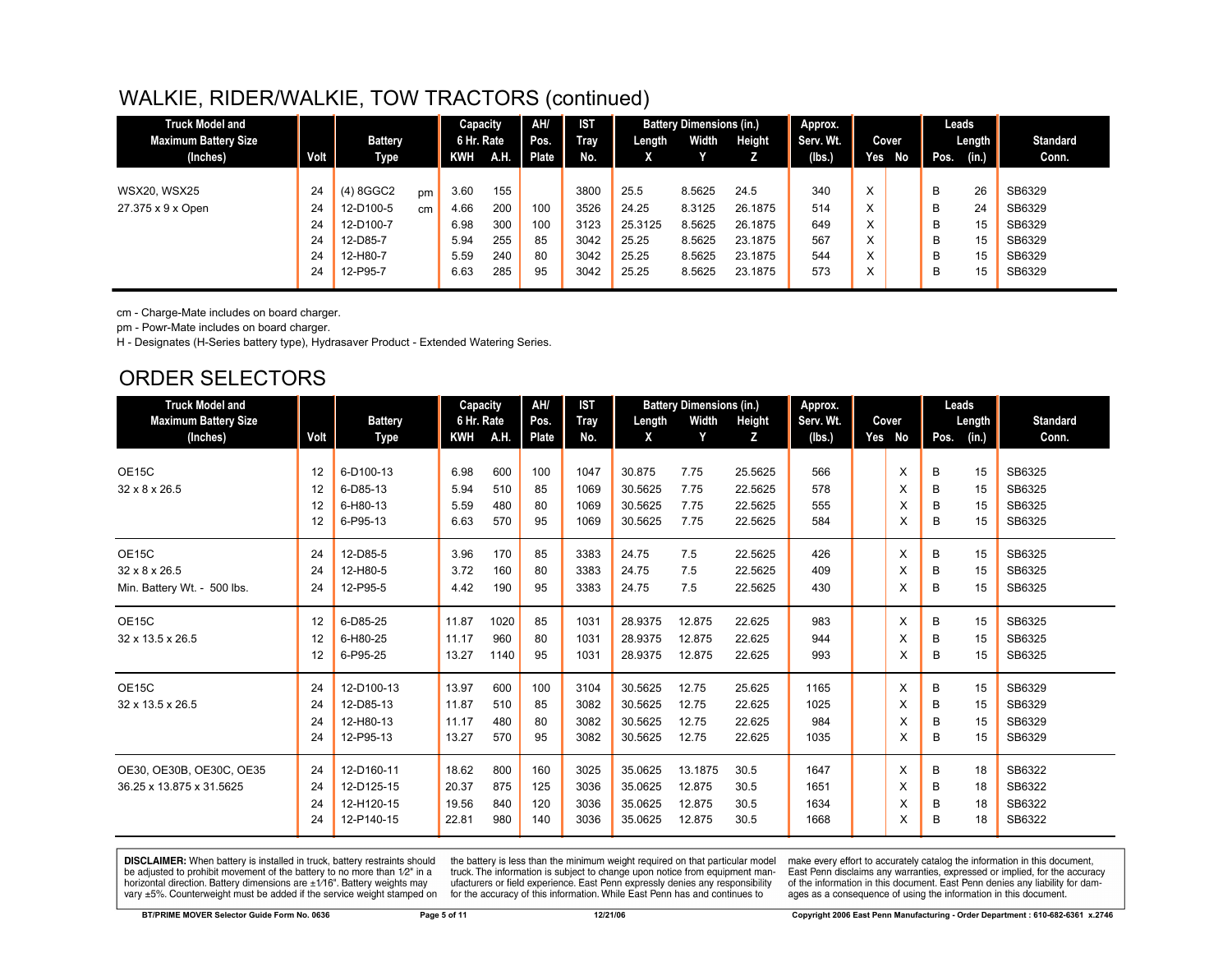## WALKIE, RIDER/WALKIE, TOW TRACTORS (continued)

| Truck Model and Maximum Battery Size (Inches) | Volt | Battery Type | | Capacity 6 Hr. Rate KWH | Capacity 6 Hr. Rate A.H. | AH/ Pos. Plate | IST Tray No. | Battery Dimensions (in.) Length X | Width Y | Height Z | Approx. Serv. Wt. (lbs.) | Cover Yes | Cover No | Leads Pos. | Leads Length (in.) | Standard Conn. |
|---|---|---|---|---|---|---|---|---|---|---|---|---|---|---|---|---|
| WSX20, WSX25 | 24 | (4) 8GGC2 | pm | 3.60 | 155 | | 3800 | 25.5 | 8.5625 | 24.5 | 340 | X | | B | 26 | SB6329 |
| 27.375 x 9 x Open | 24 | 12-D100-5 | cm | 4.66 | 200 | 100 | 3526 | 24.25 | 8.3125 | 26.1875 | 514 | X | | B | 24 | SB6329 |
| | 24 | 12-D100-7 | | 6.98 | 300 | 100 | 3123 | 25.3125 | 8.5625 | 26.1875 | 649 | X | | B | 15 | SB6329 |
| | 24 | 12-D85-7 | | 5.94 | 255 | 85 | 3042 | 25.25 | 8.5625 | 23.1875 | 567 | X | | B | 15 | SB6329 |
| | 24 | 12-H80-7 | | 5.59 | 240 | 80 | 3042 | 25.25 | 8.5625 | 23.1875 | 544 | X | | B | 15 | SB6329 |
| | 24 | 12-P95-7 | | 6.63 | 285 | 95 | 3042 | 25.25 | 8.5625 | 23.1875 | 573 | X | | B | 15 | SB6329 |

cm - Charge-Mate includes on board charger.

pm - Powr-Mate includes on board charger.

H - Designates (H-Series battery type), Hydrasaver Product - Extended Watering Series.

## ORDER SELECTORS

| Truck Model and Maximum Battery Size (Inches) | Volt | Battery Type | Capacity 6 Hr. Rate KWH | Capacity 6 Hr. Rate A.H. | AH/ Pos. Plate | IST Tray No. | Battery Dimensions (in.) Length X | Width Y | Height Z | Approx. Serv. Wt. (lbs.) | Cover Yes | Cover No | Leads Pos. | Leads Length (in.) | Standard Conn. |
|---|---|---|---|---|---|---|---|---|---|---|---|---|---|---|---|
| OE15C | 12 | 6-D100-13 | 6.98 | 600 | 100 | 1047 | 30.875 | 7.75 | 25.5625 | 566 | | X | B | 15 | SB6325 |
| 32 x 8 x 26.5 | 12 | 6-D85-13 | 5.94 | 510 | 85 | 1069 | 30.5625 | 7.75 | 22.5625 | 578 | | X | B | 15 | SB6325 |
| | 12 | 6-H80-13 | 5.59 | 480 | 80 | 1069 | 30.5625 | 7.75 | 22.5625 | 555 | | X | B | 15 | SB6325 |
| | 12 | 6-P95-13 | 6.63 | 570 | 95 | 1069 | 30.5625 | 7.75 | 22.5625 | 584 | | X | B | 15 | SB6325 |
| OE15C | 24 | 12-D85-5 | 3.96 | 170 | 85 | 3383 | 24.75 | 7.5 | 22.5625 | 426 | | X | B | 15 | SB6325 |
| 32 x 8 x 26.5 | 24 | 12-H80-5 | 3.72 | 160 | 80 | 3383 | 24.75 | 7.5 | 22.5625 | 409 | | X | B | 15 | SB6325 |
| Min. Battery Wt. - 500 lbs. | 24 | 12-P95-5 | 4.42 | 190 | 95 | 3383 | 24.75 | 7.5 | 22.5625 | 430 | | X | B | 15 | SB6325 |
| OE15C | 12 | 6-D85-25 | 11.87 | 1020 | 85 | 1031 | 28.9375 | 12.875 | 22.625 | 983 | | X | B | 15 | SB6325 |
| 32 x 13.5 x 26.5 | 12 | 6-H80-25 | 11.17 | 960 | 80 | 1031 | 28.9375 | 12.875 | 22.625 | 944 | | X | B | 15 | SB6325 |
| | 12 | 6-P95-25 | 13.27 | 1140 | 95 | 1031 | 28.9375 | 12.875 | 22.625 | 993 | | X | B | 15 | SB6325 |
| OE15C | 24 | 12-D100-13 | 13.97 | 600 | 100 | 3104 | 30.5625 | 12.75 | 25.625 | 1165 | | X | B | 15 | SB6329 |
| 32 x 13.5 x 26.5 | 24 | 12-D85-13 | 11.87 | 510 | 85 | 3082 | 30.5625 | 12.75 | 22.625 | 1025 | | X | B | 15 | SB6329 |
| | 24 | 12-H80-13 | 11.17 | 480 | 80 | 3082 | 30.5625 | 12.75 | 22.625 | 984 | | X | B | 15 | SB6329 |
| | 24 | 12-P95-13 | 13.27 | 570 | 95 | 3082 | 30.5625 | 12.75 | 22.625 | 1035 | | X | B | 15 | SB6329 |
| OE30, OE30B, OE30C, OE35 | 24 | 12-D160-11 | 18.62 | 800 | 160 | 3025 | 35.0625 | 13.1875 | 30.5 | 1647 | | X | B | 18 | SB6322 |
| 36.25 x 13.875 x 31.5625 | 24 | 12-D125-15 | 20.37 | 875 | 125 | 3036 | 35.0625 | 12.875 | 30.5 | 1651 | | X | B | 18 | SB6322 |
| | 24 | 12-H120-15 | 19.56 | 840 | 120 | 3036 | 35.0625 | 12.875 | 30.5 | 1634 | | X | B | 18 | SB6322 |
| | 24 | 12-P140-15 | 22.81 | 980 | 140 | 3036 | 35.0625 | 12.875 | 30.5 | 1668 | | X | B | 18 | SB6322 |

**DISCLAIMER:** When battery is installed in truck, battery restraints should be adjusted to prohibit movement of the battery to no more than 1⁄2" in a horizontal direction. Battery dimensions are ±1⁄16". Battery weights may vary ±5%. Counterweight must be added if the service weight stamped on the battery is less than the minimum weight required on that particular model truck. The information is subject to change upon notice from equipment manufacturers or field experience. East Penn expressly denies any responsibility for the accuracy of this information. While East Penn has and continues to make every effort to accurately catalog the information in this document, East Penn disclaims any warranties, expressed or implied, for the accuracy of the information in this document. East Penn denies any liability for damages as a consequence of using the information in this document.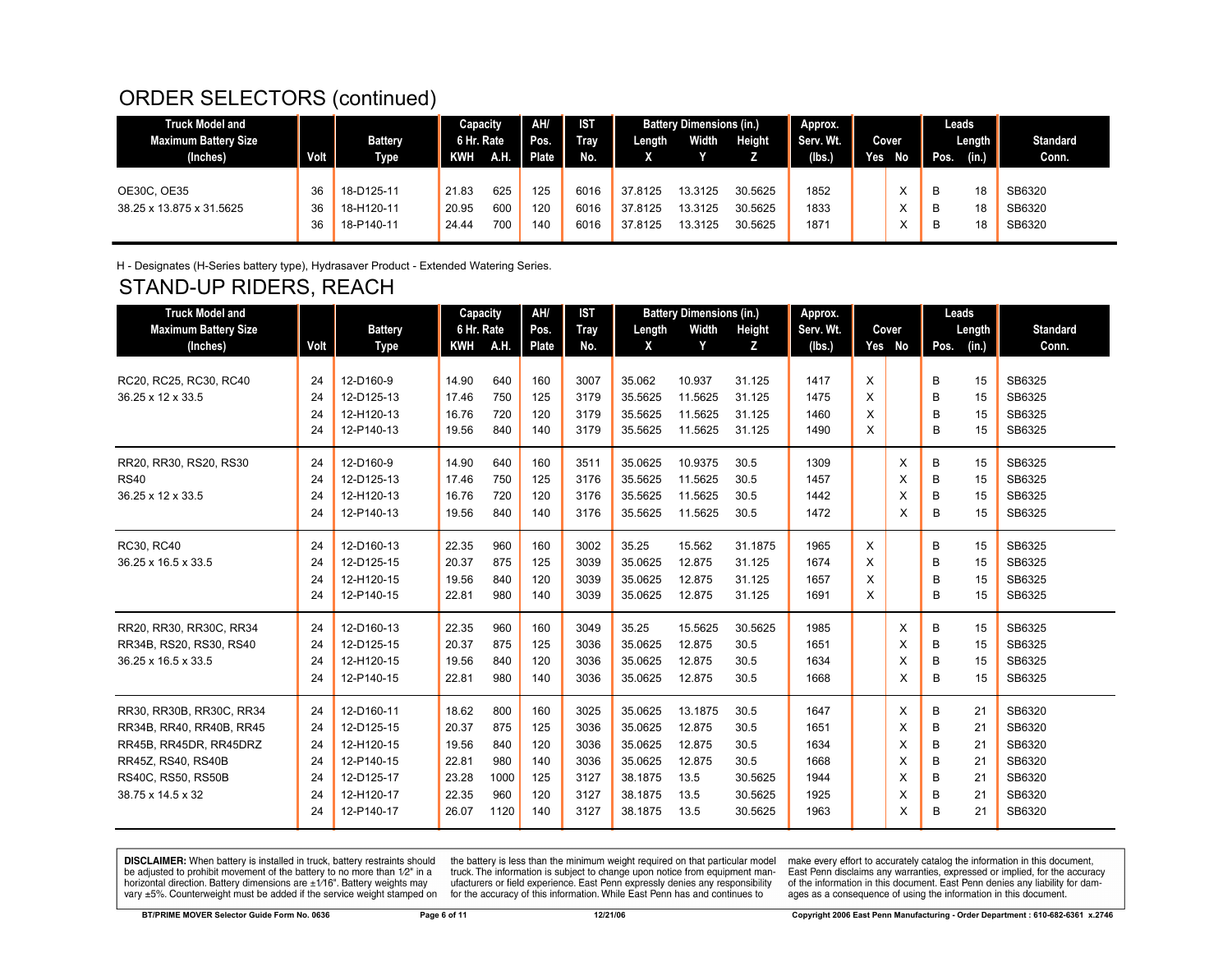# ORDER SELECTORS (continued)

| Truck Model and Maximum Battery Size (Inches) | Volt | Battery Type | Capacity 6 Hr. Rate KWH | A.H. | AH/ Pos. Plate | IST Tray No. | Battery Dimensions (in.) Length X | Width Y | Height Z | Approx. Serv. Wt. (lbs.) | Cover Yes | No | Leads Pos. | Length (in.) | Standard Conn. |
|---|---|---|---|---|---|---|---|---|---|---|---|---|---|---|---|
| OE30C, OE35 | 36 | 18-D125-11 | 21.83 | 625 | 125 | 6016 | 37.8125 | 13.3125 | 30.5625 | 1852 | | X | B | 18 | SB6320 |
| 38.25 x 13.875 x 31.5625 | 36 | 18-H120-11 | 20.95 | 600 | 120 | 6016 | 37.8125 | 13.3125 | 30.5625 | 1833 | | X | B | 18 | SB6320 |
| | 36 | 18-P140-11 | 24.44 | 700 | 140 | 6016 | 37.8125 | 13.3125 | 30.5625 | 1871 | | X | B | 18 | SB6320 |

H - Designates (H-Series battery type), Hydrasaver Product - Extended Watering Series.

# STAND-UP RIDERS, REACH

| Truck Model and Maximum Battery Size (Inches) | Volt | Battery Type | Capacity 6 Hr. Rate KWH | A.H. | AH/ Pos. Plate | IST Tray No. | Battery Dimensions (in.) Length X | Width Y | Height Z | Approx. Serv. Wt. (lbs.) | Cover Yes | No | Leads Pos. | Length (in.) | Standard Conn. |
|---|---|---|---|---|---|---|---|---|---|---|---|---|---|---|---|
| RC20, RC25, RC30, RC40 | 24 | 12-D160-9 | 14.90 | 640 | 160 | 3007 | 35.062 | 10.937 | 31.125 | 1417 | X | | B | 15 | SB6325 |
| 36.25 x 12 x 33.5 | 24 | 12-D125-13 | 17.46 | 750 | 125 | 3179 | 35.5625 | 11.5625 | 31.125 | 1475 | X | | B | 15 | SB6325 |
| | 24 | 12-H120-13 | 16.76 | 720 | 120 | 3179 | 35.5625 | 11.5625 | 31.125 | 1460 | X | | B | 15 | SB6325 |
| | 24 | 12-P140-13 | 19.56 | 840 | 140 | 3179 | 35.5625 | 11.5625 | 31.125 | 1490 | X | | B | 15 | SB6325 |
| RR20, RR30, RS20, RS30 | 24 | 12-D160-9 | 14.90 | 640 | 160 | 3511 | 35.0625 | 10.9375 | 30.5 | 1309 | | X | B | 15 | SB6325 |
| RS40 | 24 | 12-D125-13 | 17.46 | 750 | 125 | 3176 | 35.5625 | 11.5625 | 30.5 | 1457 | | X | B | 15 | SB6325 |
| 36.25 x 12 x 33.5 | 24 | 12-H120-13 | 16.76 | 720 | 120 | 3176 | 35.5625 | 11.5625 | 30.5 | 1442 | | X | B | 15 | SB6325 |
| | 24 | 12-P140-13 | 19.56 | 840 | 140 | 3176 | 35.5625 | 11.5625 | 30.5 | 1472 | | X | B | 15 | SB6325 |
| RC30, RC40 | 24 | 12-D160-13 | 22.35 | 960 | 160 | 3002 | 35.25 | 15.562 | 31.1875 | 1965 | X | | B | 15 | SB6325 |
| 36.25 x 16.5 x 33.5 | 24 | 12-D125-15 | 20.37 | 875 | 125 | 3039 | 35.0625 | 12.875 | 31.125 | 1674 | X | | B | 15 | SB6325 |
| | 24 | 12-H120-15 | 19.56 | 840 | 120 | 3039 | 35.0625 | 12.875 | 31.125 | 1657 | X | | B | 15 | SB6325 |
| | 24 | 12-P140-15 | 22.81 | 980 | 140 | 3039 | 35.0625 | 12.875 | 31.125 | 1691 | X | | B | 15 | SB6325 |
| RR20, RR30, RR30C, RR34 | 24 | 12-D160-13 | 22.35 | 960 | 160 | 3049 | 35.25 | 15.5625 | 30.5625 | 1985 | | X | B | 15 | SB6325 |
| RR34B, RS20, RS30, RS40 | 24 | 12-D125-15 | 20.37 | 875 | 125 | 3036 | 35.0625 | 12.875 | 30.5 | 1651 | | X | B | 15 | SB6325 |
| 36.25 x 16.5 x 33.5 | 24 | 12-H120-15 | 19.56 | 840 | 120 | 3036 | 35.0625 | 12.875 | 30.5 | 1634 | | X | B | 15 | SB6325 |
| | 24 | 12-P140-15 | 22.81 | 980 | 140 | 3036 | 35.0625 | 12.875 | 30.5 | 1668 | | X | B | 15 | SB6325 |
| RR30, RR30B, RR30C, RR34 | 24 | 12-D160-11 | 18.62 | 800 | 160 | 3025 | 35.0625 | 13.1875 | 30.5 | 1647 | | X | B | 21 | SB6320 |
| RR34B, RR40, RR40B, RR45 | 24 | 12-D125-15 | 20.37 | 875 | 125 | 3036 | 35.0625 | 12.875 | 30.5 | 1651 | | X | B | 21 | SB6320 |
| RR45B, RR45DR, RR45DRZ | 24 | 12-H120-15 | 19.56 | 840 | 120 | 3036 | 35.0625 | 12.875 | 30.5 | 1634 | | X | B | 21 | SB6320 |
| RR45Z, RS40, RS40B | 24 | 12-P140-15 | 22.81 | 980 | 140 | 3036 | 35.0625 | 12.875 | 30.5 | 1668 | | X | B | 21 | SB6320 |
| RS40C, RS50, RS50B | 24 | 12-D125-17 | 23.28 | 1000 | 125 | 3127 | 38.1875 | 13.5 | 30.5625 | 1944 | | X | B | 21 | SB6320 |
| 38.75 x 14.5 x 32 | 24 | 12-H120-17 | 22.35 | 960 | 120 | 3127 | 38.1875 | 13.5 | 30.5625 | 1925 | | X | B | 21 | SB6320 |
| | 24 | 12-P140-17 | 26.07 | 1120 | 140 | 3127 | 38.1875 | 13.5 | 30.5625 | 1963 | | X | B | 21 | SB6320 |

**DISCLAIMER:** When battery is installed in truck, battery restraints should be adjusted to prohibit movement of the battery to no more than 1⁄2" in a horizontal direction. Battery dimensions are ±1⁄16". Battery weights may vary ±5%. Counterweight must be added if the service weight stamped on the battery is less than the minimum weight required on that particular model truck. The information is subject to change upon notice from equipment manufacturers or field experience. East Penn expressly denies any responsibility for the accuracy of this information. While East Penn has and continues to make every effort to accurately catalog the information in this document, East Penn disclaims any warranties, expressed or implied, for the accuracy of the information in this document. East Penn denies any liability for damages as a consequence of using the information in this document.

BT/PRIME MOVER Selector Guide Form No. 0636 | 12/21/06 | Copyright 2006 East Penn Manufacturing - Order Department : 610-682-6361 x.2746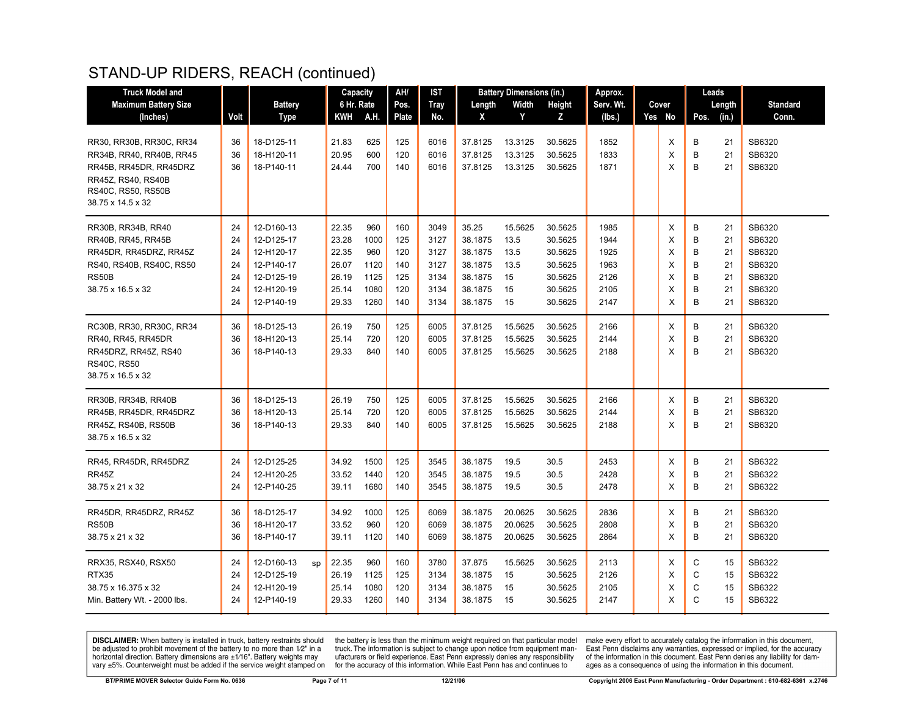# STAND-UP RIDERS, REACH (continued)

| Truck Model and Maximum Battery Size (Inches) | Volt | Battery Type | | Capacity 6 Hr. Rate KWH | A.H. | AH/ Pos. Plate | IST Tray No. | Battery Dimensions (in.) Length X | Width Y | Height Z | Approx. Serv. Wt. (lbs.) | Cover Yes | No | Leads Pos. | Length (in.) | Standard Conn. |
|---|---|---|---|---|---|---|---|---|---|---|---|---|---|---|---|---|
| RR30, RR30B, RR30C, RR34 | 36 | 18-D125-11 | | 21.83 | 625 | 125 | 6016 | 37.8125 | 13.3125 | 30.5625 | 1852 | | X | B | 21 | SB6320 |
| RR34B, RR40, RR40B, RR45 | 36 | 18-H120-11 | | 20.95 | 600 | 120 | 6016 | 37.8125 | 13.3125 | 30.5625 | 1833 | | X | B | 21 | SB6320 |
| RR45B, RR45DR, RR45DRZ | 36 | 18-P140-11 | | 24.44 | 700 | 140 | 6016 | 37.8125 | 13.3125 | 30.5625 | 1871 | | X | B | 21 | SB6320 |
| RR45Z, RS40, RS40B | | | | | | | | | | | | | | | | |
| RS40C, RS50, RS50B | | | | | | | | | | | | | | | | |
| 38.75 x 14.5 x 32 | | | | | | | | | | | | | | | | |
| RR30B, RR34B, RR40 | 24 | 12-D160-13 | | 22.35 | 960 | 160 | 3049 | 35.25 | 15.5625 | 30.5625 | 1985 | | X | B | 21 | SB6320 |
| RR40B, RR45, RR45B | 24 | 12-D125-17 | | 23.28 | 1000 | 125 | 3127 | 38.1875 | 13.5 | 30.5625 | 1944 | | X | B | 21 | SB6320 |
| RR45DR, RR45DRZ, RR45Z | 24 | 12-H120-17 | | 22.35 | 960 | 120 | 3127 | 38.1875 | 13.5 | 30.5625 | 1925 | | X | B | 21 | SB6320 |
| RS40, RS40B, RS40C, RS50 | 24 | 12-P140-17 | | 26.07 | 1120 | 140 | 3127 | 38.1875 | 13.5 | 30.5625 | 1963 | | X | B | 21 | SB6320 |
| RS50B | 24 | 12-D125-19 | | 26.19 | 1125 | 125 | 3134 | 38.1875 | 15 | 30.5625 | 2126 | | X | B | 21 | SB6320 |
| 38.75 x 16.5 x 32 | 24 | 12-H120-19 | | 25.14 | 1080 | 120 | 3134 | 38.1875 | 15 | 30.5625 | 2105 | | X | B | 21 | SB6320 |
| | 24 | 12-P140-19 | | 29.33 | 1260 | 140 | 3134 | 38.1875 | 15 | 30.5625 | 2147 | | X | B | 21 | SB6320 |
| RC30B, RR30, RR30C, RR34 | 36 | 18-D125-13 | | 26.19 | 750 | 125 | 6005 | 37.8125 | 15.5625 | 30.5625 | 2166 | | X | B | 21 | SB6320 |
| RR40, RR45, RR45DR | 36 | 18-H120-13 | | 25.14 | 720 | 120 | 6005 | 37.8125 | 15.5625 | 30.5625 | 2144 | | X | B | 21 | SB6320 |
| RR45DRZ, RR45Z, RS40 | 36 | 18-P140-13 | | 29.33 | 840 | 140 | 6005 | 37.8125 | 15.5625 | 30.5625 | 2188 | | X | B | 21 | SB6320 |
| RS40C, RS50 | | | | | | | | | | | | | | | | |
| 38.75 x 16.5 x 32 | | | | | | | | | | | | | | | | |
| RR30B, RR34B, RR40B | 36 | 18-D125-13 | | 26.19 | 750 | 125 | 6005 | 37.8125 | 15.5625 | 30.5625 | 2166 | | X | B | 21 | SB6320 |
| RR45B, RR45DR, RR45DRZ | 36 | 18-H120-13 | | 25.14 | 720 | 120 | 6005 | 37.8125 | 15.5625 | 30.5625 | 2144 | | X | B | 21 | SB6320 |
| RR45Z, RS40B, RS50B | 36 | 18-P140-13 | | 29.33 | 840 | 140 | 6005 | 37.8125 | 15.5625 | 30.5625 | 2188 | | X | B | 21 | SB6320 |
| 38.75 x 16.5 x 32 | | | | | | | | | | | | | | | | |
| RR45, RR45DR, RR45DRZ | 24 | 12-D125-25 | | 34.92 | 1500 | 125 | 3545 | 38.1875 | 19.5 | 30.5 | 2453 | | X | B | 21 | SB6322 |
| RR45Z | 24 | 12-H120-25 | | 33.52 | 1440 | 120 | 3545 | 38.1875 | 19.5 | 30.5 | 2428 | | X | B | 21 | SB6322 |
| 38.75 x 21 x 32 | 24 | 12-P140-25 | | 39.11 | 1680 | 140 | 3545 | 38.1875 | 19.5 | 30.5 | 2478 | | X | B | 21 | SB6322 |
| RR45DR, RR45DRZ, RR45Z | 36 | 18-D125-17 | | 34.92 | 1000 | 125 | 6069 | 38.1875 | 20.0625 | 30.5625 | 2836 | | X | B | 21 | SB6320 |
| RS50B | 36 | 18-H120-17 | | 33.52 | 960 | 120 | 6069 | 38.1875 | 20.0625 | 30.5625 | 2808 | | X | B | 21 | SB6320 |
| 38.75 x 21 x 32 | 36 | 18-P140-17 | | 39.11 | 1120 | 140 | 6069 | 38.1875 | 20.0625 | 30.5625 | 2864 | | X | B | 21 | SB6320 |
| RRX35, RSX40, RSX50 | 24 | 12-D160-13 | sp | 22.35 | 960 | 160 | 3780 | 37.875 | 15.5625 | 30.5625 | 2113 | | X | C | 15 | SB6322 |
| RTX35 | 24 | 12-D125-19 | | 26.19 | 1125 | 125 | 3134 | 38.1875 | 15 | 30.5625 | 2126 | | X | C | 15 | SB6322 |
| 38.75 x 16.375 x 32 | 24 | 12-H120-19 | | 25.14 | 1080 | 120 | 3134 | 38.1875 | 15 | 30.5625 | 2105 | | X | C | 15 | SB6322 |
| Min. Battery Wt. - 2000 lbs. | 24 | 12-P140-19 | | 29.33 | 1260 | 140 | 3134 | 38.1875 | 15 | 30.5625 | 2147 | | X | C | 15 | SB6322 |

**DISCLAIMER:** When battery is installed in truck, battery restraints should be adjusted to prohibit movement of the battery to no more than 1/2" in a horizontal direction. Battery dimensions are ±1/16". Battery weights may vary ±5%. Counterweight must be added if the service weight stamped on the battery is less than the minimum weight required on that particular model truck. The information is subject to change upon notice from equipment manufacturers or field experience. East Penn expressly denies any responsibility for the accuracy of this information. While East Penn has and continues to make every effort to accurately catalog the information in this document, East Penn disclaims any warranties, expressed or implied, for the accuracy of the information in this document. East Penn denies any liability for damages as a consequence of using the information in this document.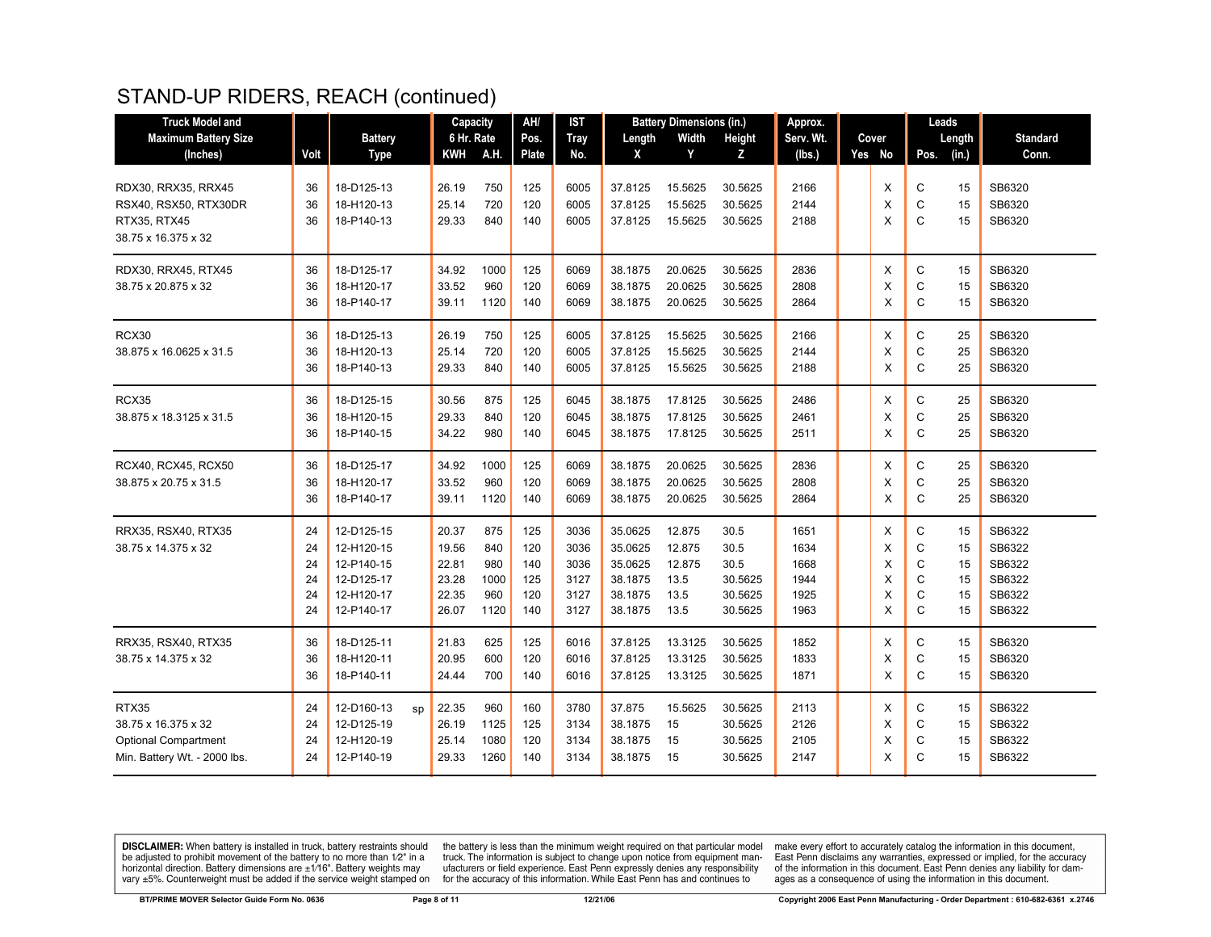# STAND-UP RIDERS, REACH (continued)

| Truck Model and Maximum Battery Size (Inches) | Volt | Battery Type | Capacity 6 Hr. Rate KWH | A.H. | AH/ Pos. Plate | IST Tray No. | Battery Dimensions (in.) Length X | Width Y | Height Z | Approx. Serv. Wt. (lbs.) | Cover Yes | No | Leads Pos. | Length (in.) | Standard Conn. |
|---|---|---|---|---|---|---|---|---|---|---|---|---|---|---|---|
| RDX30, RRX35, RRX45 | 36 | 18-D125-13 | 26.19 | 750 | 125 | 6005 | 37.8125 | 15.5625 | 30.5625 | 2166 | | X | C | 15 | SB6320 |
| RSX40, RSX50, RTX30DR | 36 | 18-H120-13 | 25.14 | 720 | 120 | 6005 | 37.8125 | 15.5625 | 30.5625 | 2144 | | X | C | 15 | SB6320 |
| RTX35, RTX45 | 36 | 18-P140-13 | 29.33 | 840 | 140 | 6005 | 37.8125 | 15.5625 | 30.5625 | 2188 | | X | C | 15 | SB6320 |
| 38.75 x 16.375 x 32 | | | | | | | | | | | | | | | |
| RDX30, RRX45, RTX45 | 36 | 18-D125-17 | 34.92 | 1000 | 125 | 6069 | 38.1875 | 20.0625 | 30.5625 | 2836 | | X | C | 15 | SB6320 |
| 38.75 x 20.875 x 32 | 36 | 18-H120-17 | 33.52 | 960 | 120 | 6069 | 38.1875 | 20.0625 | 30.5625 | 2808 | | X | C | 15 | SB6320 |
| | 36 | 18-P140-17 | 39.11 | 1120 | 140 | 6069 | 38.1875 | 20.0625 | 30.5625 | 2864 | | X | C | 15 | SB6320 |
| RCX30 | 36 | 18-D125-13 | 26.19 | 750 | 125 | 6005 | 37.8125 | 15.5625 | 30.5625 | 2166 | | X | C | 25 | SB6320 |
| 38.875 x 16.0625 x 31.5 | 36 | 18-H120-13 | 25.14 | 720 | 120 | 6005 | 37.8125 | 15.5625 | 30.5625 | 2144 | | X | C | 25 | SB6320 |
| | 36 | 18-P140-13 | 29.33 | 840 | 140 | 6005 | 37.8125 | 15.5625 | 30.5625 | 2188 | | X | C | 25 | SB6320 |
| RCX35 | 36 | 18-D125-15 | 30.56 | 875 | 125 | 6045 | 38.1875 | 17.8125 | 30.5625 | 2486 | | X | C | 25 | SB6320 |
| 38.875 x 18.3125 x 31.5 | 36 | 18-H120-15 | 29.33 | 840 | 120 | 6045 | 38.1875 | 17.8125 | 30.5625 | 2461 | | X | C | 25 | SB6320 |
| | 36 | 18-P140-15 | 34.22 | 980 | 140 | 6045 | 38.1875 | 17.8125 | 30.5625 | 2511 | | X | C | 25 | SB6320 |
| RCX40, RCX45, RCX50 | 36 | 18-D125-17 | 34.92 | 1000 | 125 | 6069 | 38.1875 | 20.0625 | 30.5625 | 2836 | | X | C | 25 | SB6320 |
| 38.875 x 20.75 x 31.5 | 36 | 18-H120-17 | 33.52 | 960 | 120 | 6069 | 38.1875 | 20.0625 | 30.5625 | 2808 | | X | C | 25 | SB6320 |
| | 36 | 18-P140-17 | 39.11 | 1120 | 140 | 6069 | 38.1875 | 20.0625 | 30.5625 | 2864 | | X | C | 25 | SB6320 |
| RRX35, RSX40, RTX35 | 24 | 12-D125-15 | 20.37 | 875 | 125 | 3036 | 35.0625 | 12.875 | 30.5 | 1651 | | X | C | 15 | SB6322 |
| 38.75 x 14.375 x 32 | 24 | 12-H120-15 | 19.56 | 840 | 120 | 3036 | 35.0625 | 12.875 | 30.5 | 1634 | | X | C | 15 | SB6322 |
| | 24 | 12-P140-15 | 22.81 | 980 | 140 | 3036 | 35.0625 | 12.875 | 30.5 | 1668 | | X | C | 15 | SB6322 |
| | 24 | 12-D125-17 | 23.28 | 1000 | 125 | 3127 | 38.1875 | 13.5 | 30.5625 | 1944 | | X | C | 15 | SB6322 |
| | 24 | 12-H120-17 | 22.35 | 960 | 120 | 3127 | 38.1875 | 13.5 | 30.5625 | 1925 | | X | C | 15 | SB6322 |
| | 24 | 12-P140-17 | 26.07 | 1120 | 140 | 3127 | 38.1875 | 13.5 | 30.5625 | 1963 | | X | C | 15 | SB6322 |
| RRX35, RSX40, RTX35 | 36 | 18-D125-11 | 21.83 | 625 | 125 | 6016 | 37.8125 | 13.3125 | 30.5625 | 1852 | | X | C | 15 | SB6320 |
| 38.75 x 14.375 x 32 | 36 | 18-H120-11 | 20.95 | 600 | 120 | 6016 | 37.8125 | 13.3125 | 30.5625 | 1833 | | X | C | 15 | SB6320 |
| | 36 | 18-P140-11 | 24.44 | 700 | 140 | 6016 | 37.8125 | 13.3125 | 30.5625 | 1871 | | X | C | 15 | SB6320 |
| RTX35 | 24 | 12-D160-13 sp | 22.35 | 960 | 160 | 3780 | 37.875 | 15.5625 | 30.5625 | 2113 | | X | C | 15 | SB6322 |
| 38.75 x 16.375 x 32 | 24 | 12-D125-19 | 26.19 | 1125 | 125 | 3134 | 38.1875 | 15 | 30.5625 | 2126 | | X | C | 15 | SB6322 |
| Optional Compartment | 24 | 12-H120-19 | 25.14 | 1080 | 120 | 3134 | 38.1875 | 15 | 30.5625 | 2105 | | X | C | 15 | SB6322 |
| Min. Battery Wt. - 2000 lbs. | 24 | 12-P140-19 | 29.33 | 1260 | 140 | 3134 | 38.1875 | 15 | 30.5625 | 2147 | | X | C | 15 | SB6322 |

**DISCLAIMER:** When battery is installed in truck, battery restraints should be adjusted to prohibit movement of the battery to no more than 1⁄2" in a horizontal direction. Battery dimensions are ±1⁄16". Battery weights may vary ±5%. Counterweight must be added if the service weight stamped on the battery is less than the minimum weight required on that particular model truck. The information is subject to change upon notice from equipment manufacturers or field experience. East Penn expressly denies any responsibility for the accuracy of this information. While East Penn has and continues to make every effort to accurately catalog the information in this document, East Penn disclaims any warranties, expressed or implied, for the accuracy of the information in this document. East Penn denies any liability for damages as a consequence of using the information in this document.

BT/PRIME MOVER Selector Guide Form No. 0636 — 12/21/06 — Copyright 2006 East Penn Manufacturing - Order Department : 610-682-6361 x.2746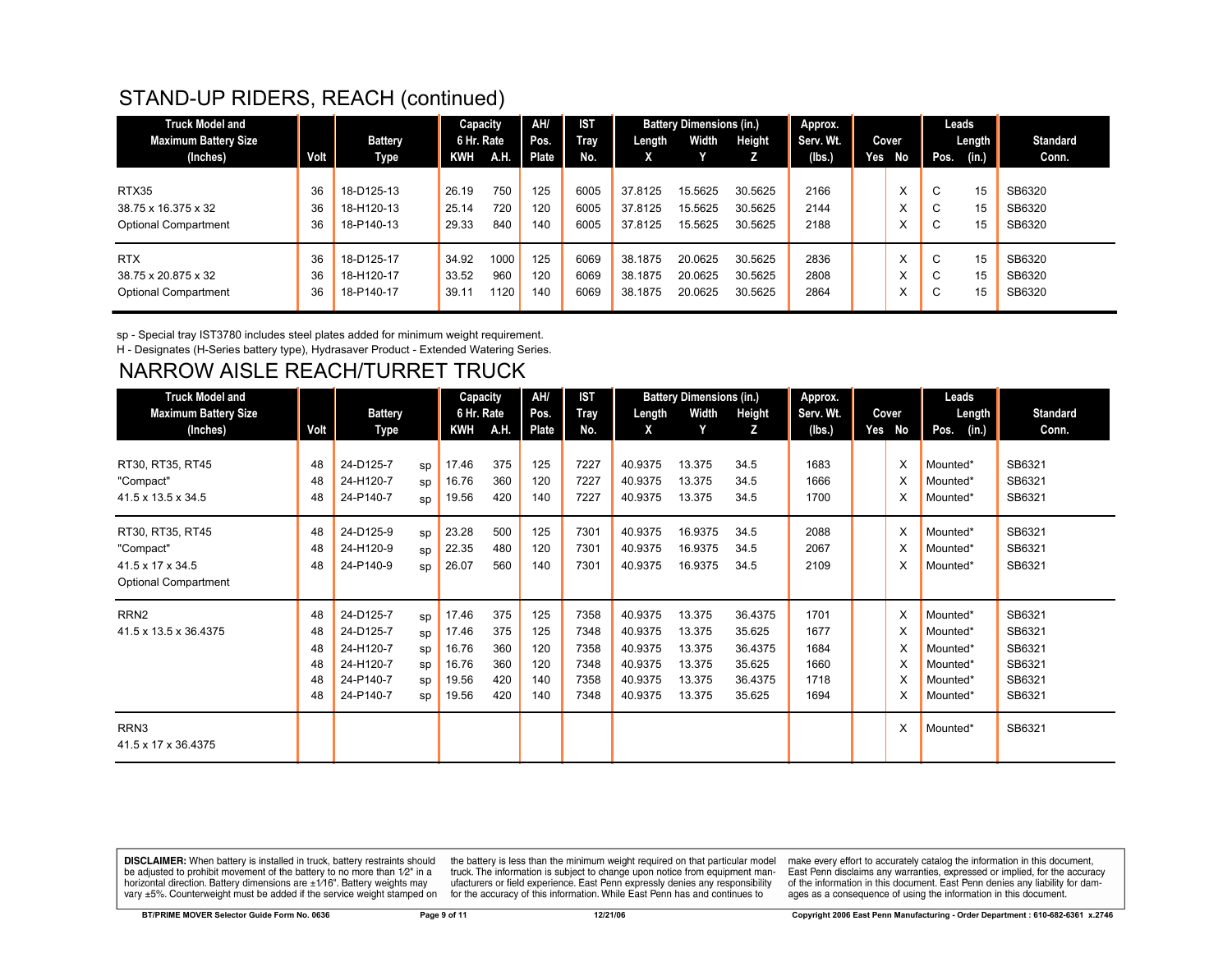# STAND-UP RIDERS, REACH (continued)

| Truck Model and Maximum Battery Size (Inches) | Volt | Battery Type | | Capacity 6 Hr. Rate KWH | A.H. | AH/ Pos. Plate | IST Tray No. | Battery Dimensions (in.) Length X | Width Y | Height Z | Approx. Serv. Wt. (lbs.) | Cover Yes | No | Leads Pos. | Length (in.) | Standard Conn. |
|---|---|---|---|---|---|---|---|---|---|---|---|---|---|---|---|---|
| RTX35 | 36 | 18-D125-13 | | 26.19 | 750 | 125 | 6005 | 37.8125 | 15.5625 | 30.5625 | 2166 | | X | C | 15 | SB6320 |
| 38.75 x 16.375 x 32 | 36 | 18-H120-13 | | 25.14 | 720 | 120 | 6005 | 37.8125 | 15.5625 | 30.5625 | 2144 | | X | C | 15 | SB6320 |
| Optional Compartment | 36 | 18-P140-13 | | 29.33 | 840 | 140 | 6005 | 37.8125 | 15.5625 | 30.5625 | 2188 | | X | C | 15 | SB6320 |
| RTX | 36 | 18-D125-17 | | 34.92 | 1000 | 125 | 6069 | 38.1875 | 20.0625 | 30.5625 | 2836 | | X | C | 15 | SB6320 |
| 38.75 x 20.875 x 32 | 36 | 18-H120-17 | | 33.52 | 960 | 120 | 6069 | 38.1875 | 20.0625 | 30.5625 | 2808 | | X | C | 15 | SB6320 |
| Optional Compartment | 36 | 18-P140-17 | | 39.11 | 1120 | 140 | 6069 | 38.1875 | 20.0625 | 30.5625 | 2864 | | X | C | 15 | SB6320 |

sp - Special tray IST3780 includes steel plates added for minimum weight requirement.
H - Designates (H-Series battery type), Hydrasaver Product - Extended Watering Series.

# NARROW AISLE REACH/TURRET TRUCK

| Truck Model and Maximum Battery Size (Inches) | Volt | Battery Type | | Capacity 6 Hr. Rate KWH | A.H. | AH/ Pos. Plate | IST Tray No. | Battery Dimensions (in.) Length X | Width Y | Height Z | Approx. Serv. Wt. (lbs.) | Cover Yes | No | Leads Pos. | Length (in.) | Standard Conn. |
|---|---|---|---|---|---|---|---|---|---|---|---|---|---|---|---|---|
| RT30, RT35, RT45 | 48 | 24-D125-7 | sp | 17.46 | 375 | 125 | 7227 | 40.9375 | 13.375 | 34.5 | 1683 | | X | Mounted* | | SB6321 |
| "Compact" | 48 | 24-H120-7 | sp | 16.76 | 360 | 120 | 7227 | 40.9375 | 13.375 | 34.5 | 1666 | | X | Mounted* | | SB6321 |
| 41.5 x 13.5 x 34.5 | 48 | 24-P140-7 | sp | 19.56 | 420 | 140 | 7227 | 40.9375 | 13.375 | 34.5 | 1700 | | X | Mounted* | | SB6321 |
| RT30, RT35, RT45 | 48 | 24-D125-9 | sp | 23.28 | 500 | 125 | 7301 | 40.9375 | 16.9375 | 34.5 | 2088 | | X | Mounted* | | SB6321 |
| "Compact" | 48 | 24-H120-9 | sp | 22.35 | 480 | 120 | 7301 | 40.9375 | 16.9375 | 34.5 | 2067 | | X | Mounted* | | SB6321 |
| 41.5 x 17 x 34.5 | 48 | 24-P140-9 | sp | 26.07 | 560 | 140 | 7301 | 40.9375 | 16.9375 | 34.5 | 2109 | | X | Mounted* | | SB6321 |
| Optional Compartment | | | | | | | | | | | | | | | | |
| RRN2 | 48 | 24-D125-7 | sp | 17.46 | 375 | 125 | 7358 | 40.9375 | 13.375 | 36.4375 | 1701 | | X | Mounted* | | SB6321 |
| 41.5 x 13.5 x 36.4375 | 48 | 24-D125-7 | sp | 17.46 | 375 | 125 | 7348 | 40.9375 | 13.375 | 35.625 | 1677 | | X | Mounted* | | SB6321 |
| | 48 | 24-H120-7 | sp | 16.76 | 360 | 120 | 7358 | 40.9375 | 13.375 | 36.4375 | 1684 | | X | Mounted* | | SB6321 |
| | 48 | 24-H120-7 | sp | 16.76 | 360 | 120 | 7348 | 40.9375 | 13.375 | 35.625 | 1660 | | X | Mounted* | | SB6321 |
| | 48 | 24-P140-7 | sp | 19.56 | 420 | 140 | 7358 | 40.9375 | 13.375 | 36.4375 | 1718 | | X | Mounted* | | SB6321 |
| | 48 | 24-P140-7 | sp | 19.56 | 420 | 140 | 7348 | 40.9375 | 13.375 | 35.625 | 1694 | | X | Mounted* | | SB6321 |
| RRN3 | | | | | | | | | | | | | X | Mounted* | | SB6321 |
| 41.5 x 17 x 36.4375 | | | | | | | | | | | | | | | | |

**DISCLAIMER:** When battery is installed in truck, battery restraints should be adjusted to prohibit movement of the battery to no more than 1/2" in a horizontal direction. Battery dimensions are ±1/16". Battery weights may vary ±5%. Counterweight must be added if the service weight stamped on the battery is less than the minimum weight required on that particular model truck. The information is subject to change upon notice from equipment manufacturers or field experience. East Penn expressly denies any responsibility for the accuracy of this information. While East Penn has and continues to make every effort to accurately catalog the information in this document, East Penn disclaims any warranties, expressed or implied, for the accuracy of the information in this document. East Penn denies any liability for damages as a consequence of using the information in this document.

BT/PRIME MOVER Selector Guide Form No. 0636 | 12/21/06 | Copyright 2006 East Penn Manufacturing - Order Department : 610-682-6361 x.2746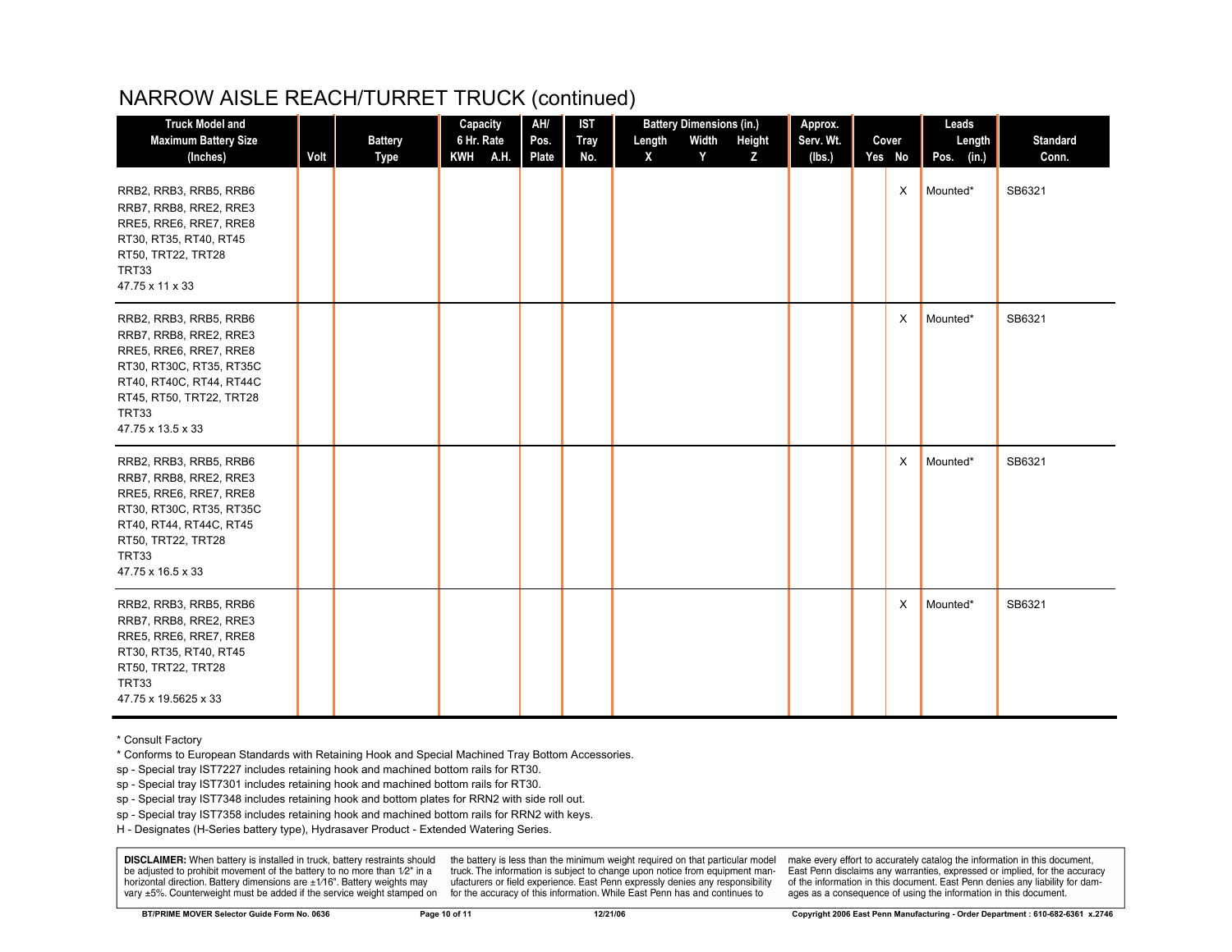# NARROW AISLE REACH/TURRET TRUCK (continued)

| Truck Model and Maximum Battery Size (Inches) | Volt | Battery Type | Capacity 6 Hr. Rate KWH | A.H. | AH/ Pos. Plate | IST Tray No. | Battery Dimensions (in.) Length X | Width Y | Height Z | Approx. Serv. Wt. (lbs.) | Cover Yes | No | Leads Pos. | Length (in.) | Standard Conn. |
|---|---|---|---|---|---|---|---|---|---|---|---|---|---|---|---|
| RRB2, RRB3, RRB5, RRB6 RRB7, RRB8, RRE2, RRE3 RRE5, RRE6, RRE7, RRE8 RT30, RT35, RT40, RT45 RT50, TRT22, TRT28 TRT33 47.75 x 11 x 33 | | | | | | | | | | | | X | Mounted* | | SB6321 |
| RRB2, RRB3, RRB5, RRB6 RRB7, RRB8, RRE2, RRE3 RRE5, RRE6, RRE7, RRE8 RT30, RT30C, RT35, RT35C RT40, RT40C, RT44, RT44C RT45, RT50, TRT22, TRT28 TRT33 47.75 x 13.5 x 33 | | | | | | | | | | | | X | Mounted* | | SB6321 |
| RRB2, RRB3, RRB5, RRB6 RRB7, RRB8, RRE2, RRE3 RRE5, RRE6, RRE7, RRE8 RT30, RT30C, RT35, RT35C RT40, RT44, RT44C, RT45 RT50, TRT22, TRT28 TRT33 47.75 x 16.5 x 33 | | | | | | | | | | | | X | Mounted* | | SB6321 |
| RRB2, RRB3, RRB5, RRB6 RRB7, RRB8, RRE2, RRE3 RRE5, RRE6, RRE7, RRE8 RT30, RT35, RT40, RT45 RT50, TRT22, TRT28 TRT33 47.75 x 19.5625 x 33 | | | | | | | | | | | | X | Mounted* | | SB6321 |

* Consult Factory

* Conforms to European Standards with Retaining Hook and Special Machined Tray Bottom Accessories.

sp - Special tray IST7227 includes retaining hook and machined bottom rails for RT30.

sp - Special tray IST7301 includes retaining hook and machined bottom rails for RT30.

sp - Special tray IST7348 includes retaining hook and bottom plates for RRN2 with side roll out.

sp - Special tray IST7358 includes retaining hook and machined bottom rails for RRN2 with keys.

H - Designates (H-Series battery type), Hydrasaver Product - Extended Watering Series.

**DISCLAIMER:** When battery is installed in truck, battery restraints should be adjusted to prohibit movement of the battery to no more than 1⁄2" in a horizontal direction. Battery dimensions are ±1⁄16". Battery weights may vary ±5%. Counterweight must be added if the service weight stamped on the battery is less than the minimum weight required on that particular model truck. The information is subject to change upon notice from equipment manufacturers or field experience. East Penn expressly denies any responsibility for the accuracy of this information. While East Penn has and continues to make every effort to accurately catalog the information in this document, East Penn disclaims any warranties, expressed or implied, for the accuracy of the information in this document. East Penn denies any liability for damages as a consequence of using the information in this document.

BT/PRIME MOVER Selector Guide Form No. 0636 12/21/06 Copyright 2006 East Penn Manufacturing - Order Department : 610-682-6361 x.2746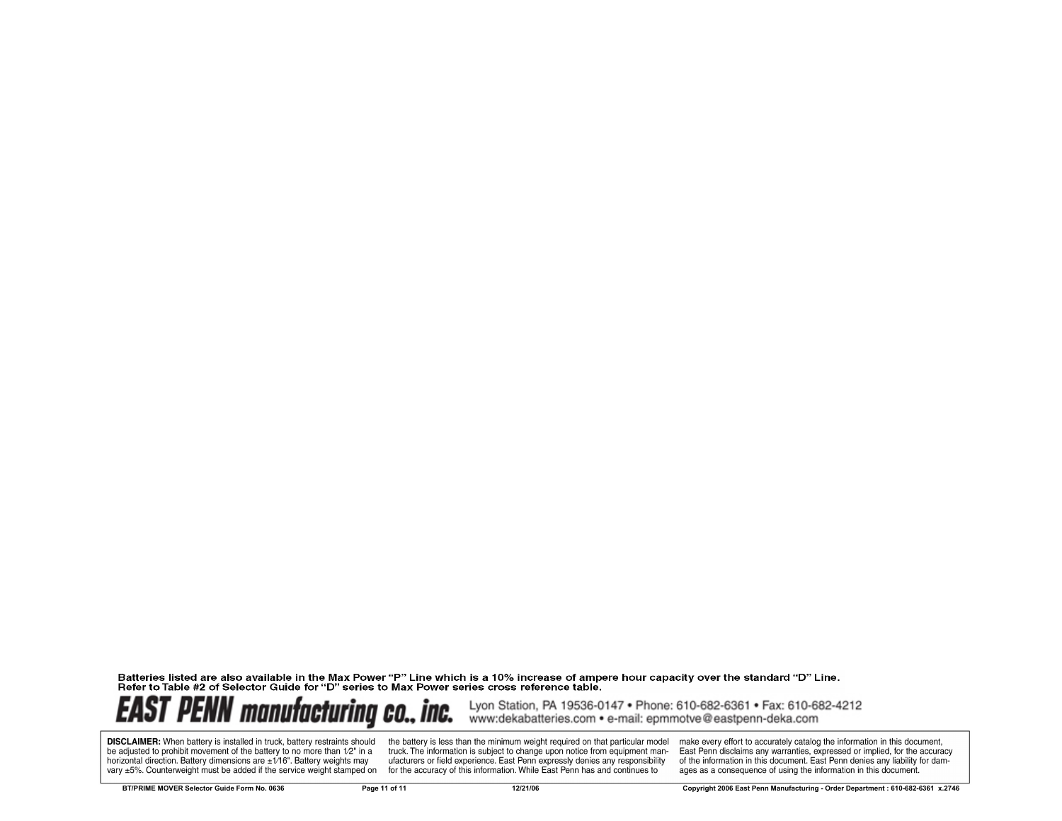**Batteries listed are also available in the Max Power "P" Line which is a 10% increase of ampere hour capacity over the standard "D" Line.**
**Refer to Table #2 of Selector Guide for "D" series to Max Power series cross reference table.**

**EAST PENN manufacturing co., inc.** Lyon Station, PA 19536-0147 • Phone: 610-682-6361 • Fax: 610-682-4212
www:dekabatteries.com • e-mail: epmmotve@eastpenn-deka.com

**DISCLAIMER:** When battery is installed in truck, battery restraints should be adjusted to prohibit movement of the battery to no more than 1⁄2" in a horizontal direction. Battery dimensions are ±1⁄16". Battery weights may vary ±5%. Counterweight must be added if the service weight stamped on the battery is less than the minimum weight required on that particular model truck. The information is subject to change upon notice from equipment manufacturers or field experience. East Penn expressly denies any responsibility for the accuracy of this information. While East Penn has and continues to make every effort to accurately catalog the information in this document, East Penn disclaims any warranties, expressed or implied, for the accuracy of the information in this document. East Penn denies any liability for damages as a consequence of using the information in this document.

BT/PRIME MOVER Selector Guide Form No. 0636 | 12/21/06 | Copyright 2006 East Penn Manufacturing - Order Department : 610-682-6361 x.2746